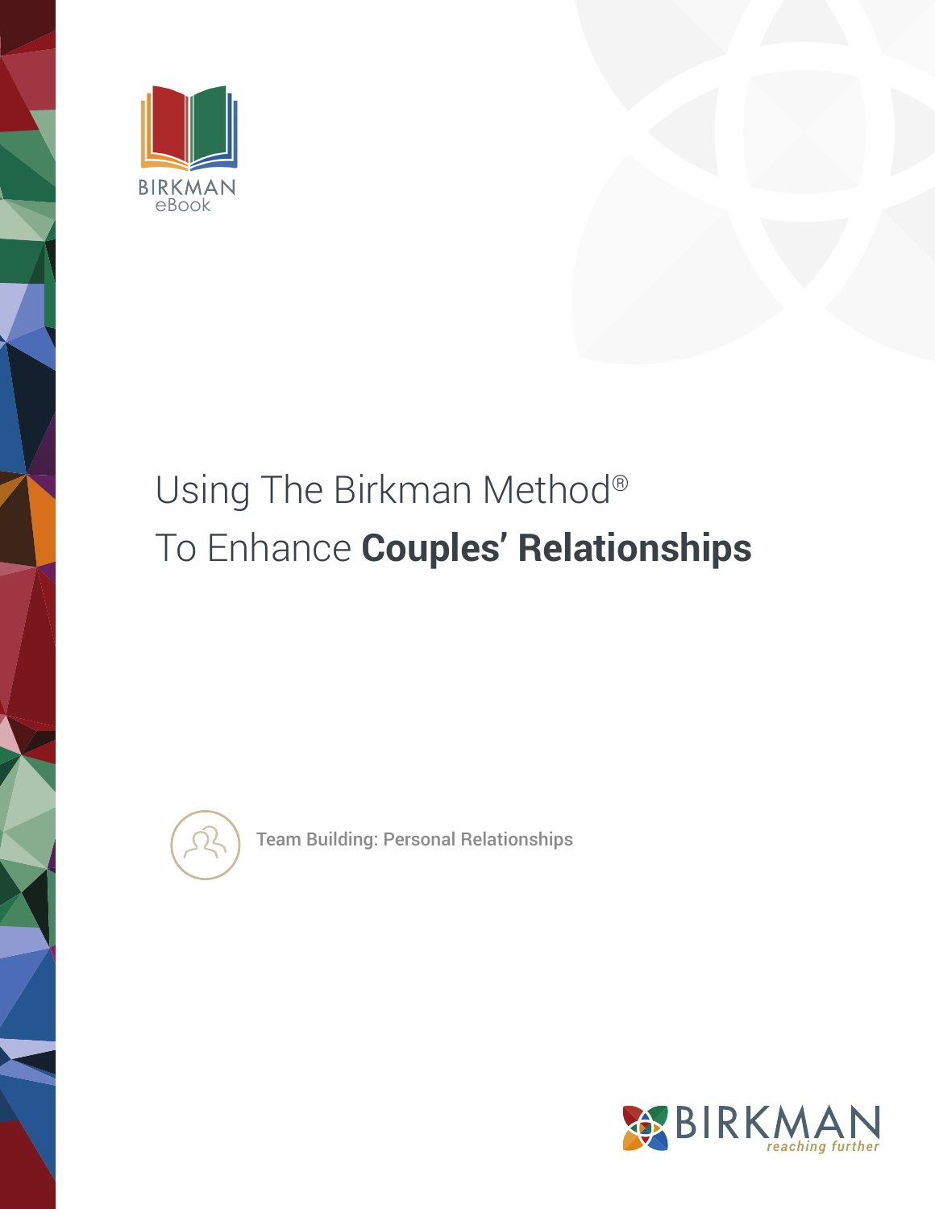BIRKMAN eBook

# Using The Birkman Method® To Enhance **Couples' Relationships**

Team Building: Personal Relationships

BIRKMAN *reaching further*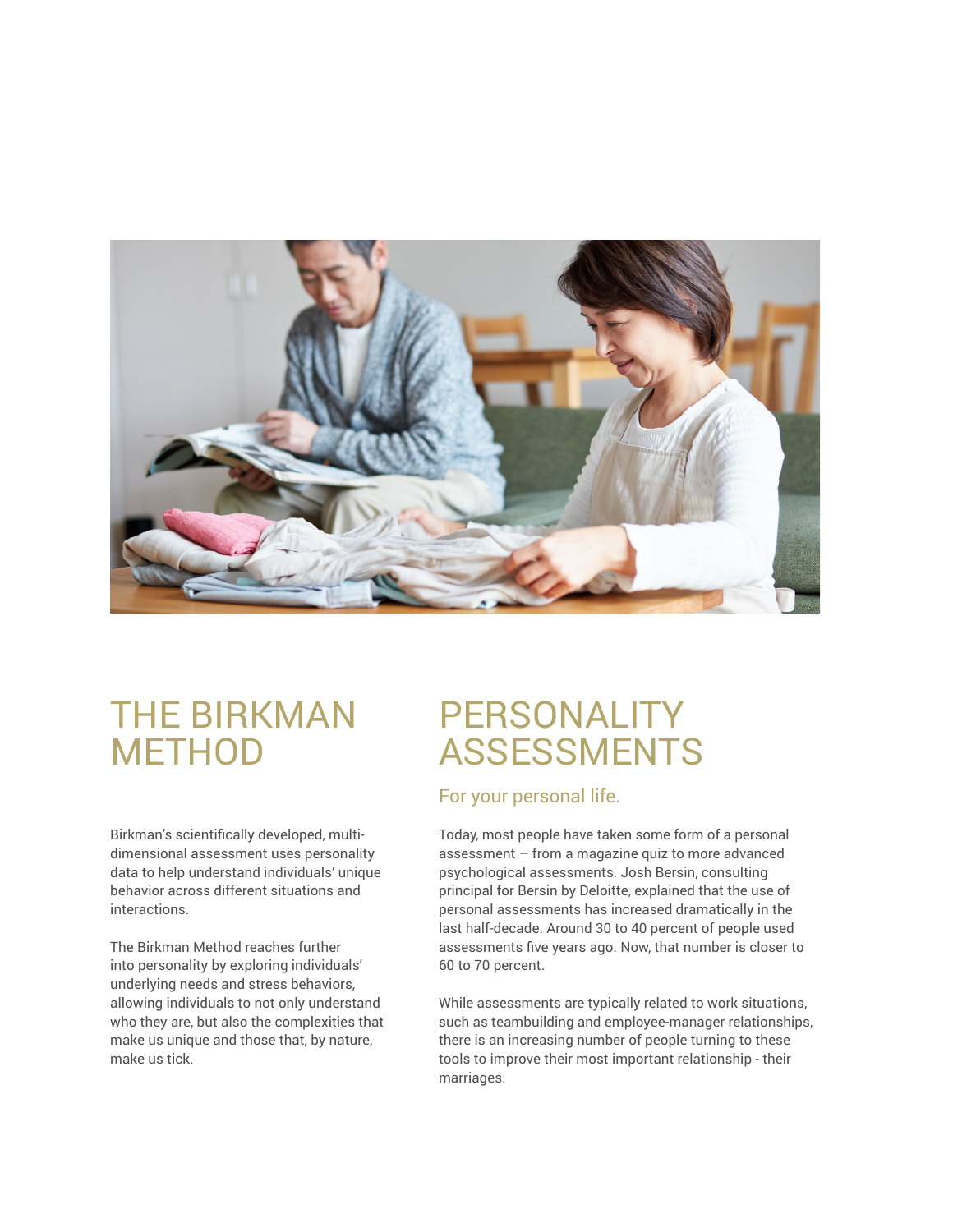# THE BIRKMAN METHOD

Birkman's scientifically developed, multi-dimensional assessment uses personality data to help understand individuals' unique behavior across different situations and interactions.

The Birkman Method reaches further into personality by exploring individuals' underlying needs and stress behaviors, allowing individuals to not only understand who they are, but also the complexities that make us unique and those that, by nature, make us tick.

# PERSONALITY ASSESSMENTS

## For your personal life.

Today, most people have taken some form of a personal assessment – from a magazine quiz to more advanced psychological assessments. Josh Bersin, consulting principal for Bersin by Deloitte, explained that the use of personal assessments has increased dramatically in the last half-decade. Around 30 to 40 percent of people used assessments five years ago. Now, that number is closer to 60 to 70 percent.

While assessments are typically related to work situations, such as teambuilding and employee-manager relationships, there is an increasing number of people turning to these tools to improve their most important relationship - their marriages.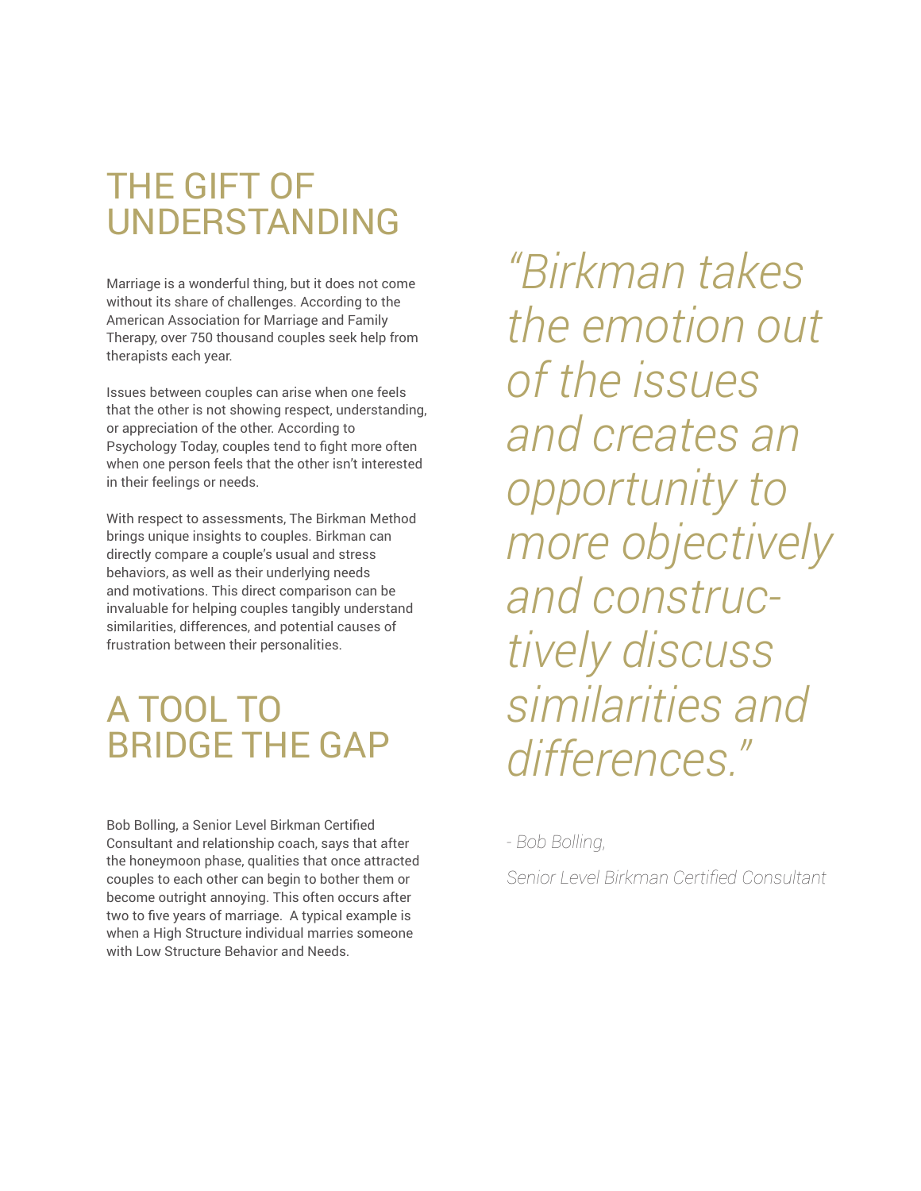# THE GIFT OF UNDERSTANDING

Marriage is a wonderful thing, but it does not come without its share of challenges. According to the American Association for Marriage and Family Therapy, over 750 thousand couples seek help from therapists each year.

Issues between couples can arise when one feels that the other is not showing respect, understanding, or appreciation of the other. According to Psychology Today, couples tend to fight more often when one person feels that the other isn't interested in their feelings or needs.

With respect to assessments, The Birkman Method brings unique insights to couples. Birkman can directly compare a couple's usual and stress behaviors, as well as their underlying needs and motivations. This direct comparison can be invaluable for helping couples tangibly understand similarities, differences, and potential causes of frustration between their personalities.

# A TOOL TO BRIDGE THE GAP

Bob Bolling, a Senior Level Birkman Certified Consultant and relationship coach, says that after the honeymoon phase, qualities that once attracted couples to each other can begin to bother them or become outright annoying. This often occurs after two to five years of marriage. A typical example is when a High Structure individual marries someone with Low Structure Behavior and Needs.

> *"Birkman takes the emotion out of the issues and creates an opportunity to more objectively and constructively discuss similarities and differences."*
>
> *- Bob Bolling,*
>
> *Senior Level Birkman Certified Consultant*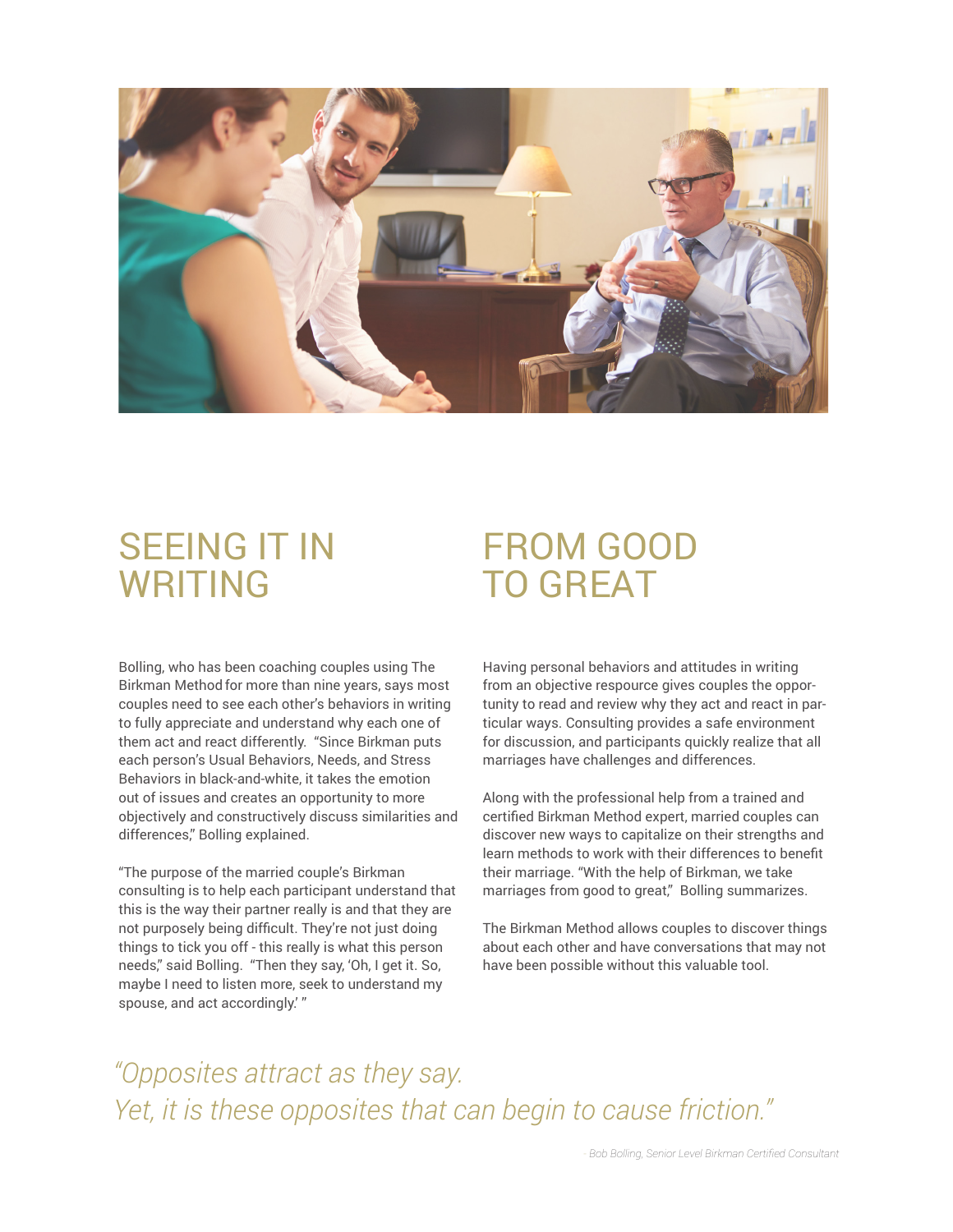## SEEING IT IN WRITING

Bolling, who has been coaching couples using The Birkman Method for more than nine years, says most couples need to see each other's behaviors in writing to fully appreciate and understand why each one of them act and react differently. "Since Birkman puts each person's Usual Behaviors, Needs, and Stress Behaviors in black-and-white, it takes the emotion out of issues and creates an opportunity to more objectively and constructively discuss similarities and differences," Bolling explained.

"The purpose of the married couple's Birkman consulting is to help each participant understand that this is the way their partner really is and that they are not purposely being difficult. They're not just doing things to tick you off - this really is what this person needs," said Bolling. "Then they say, 'Oh, I get it. So, maybe I need to listen more, seek to understand my spouse, and act accordingly.' "

## FROM GOOD TO GREAT

Having personal behaviors and attitudes in writing from an objective respource gives couples the opportunity to read and review why they act and react in particular ways. Consulting provides a safe environment for discussion, and participants quickly realize that all marriages have challenges and differences.

Along with the professional help from a trained and certified Birkman Method expert, married couples can discover new ways to capitalize on their strengths and learn methods to work with their differences to benefit their marriage. "With the help of Birkman, we take marriages from good to great," Bolling summarizes.

The Birkman Method allows couples to discover things about each other and have conversations that may not have been possible without this valuable tool.

*"Opposites attract as they say.*
*Yet, it is these opposites that can begin to cause friction."*

*- Bob Bolling, Senior Level Birkman Certified Consultant*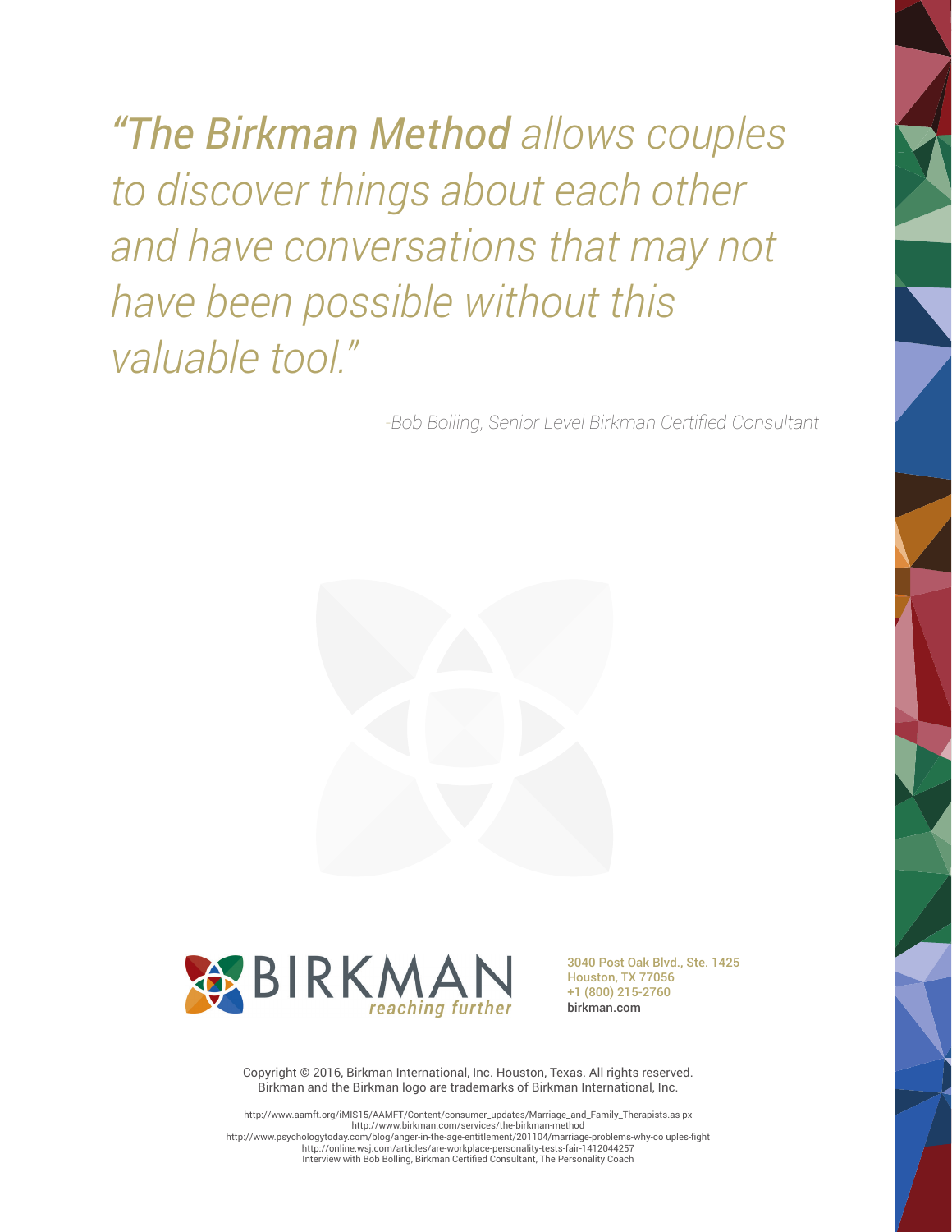*"**The Birkman Method** allows couples to discover things about each other and have conversations that may not have been possible without this valuable tool."*

*-Bob Bolling, Senior Level Birkman Certified Consultant*

BIRKMAN
*reaching further*

3040 Post Oak Blvd., Ste. 1425
Houston, TX 77056
+1 (800) 215-2760
birkman.com

Copyright © 2016, Birkman International, Inc. Houston, Texas. All rights reserved.
Birkman and the Birkman logo are trademarks of Birkman International, Inc.

http://www.aamft.org/iMIS15/AAMFT/Content/consumer_updates/Marriage_and_Family_Therapists.as px
http://www.birkman.com/services/the-birkman-method
http://www.psychologytoday.com/blog/anger-in-the-age-entitlement/201104/marriage-problems-why-co uples-fight
http://online.wsj.com/articles/are-workplace-personality-tests-fair-1412044257
Interview with Bob Bolling, Birkman Certified Consultant, The Personality Coach